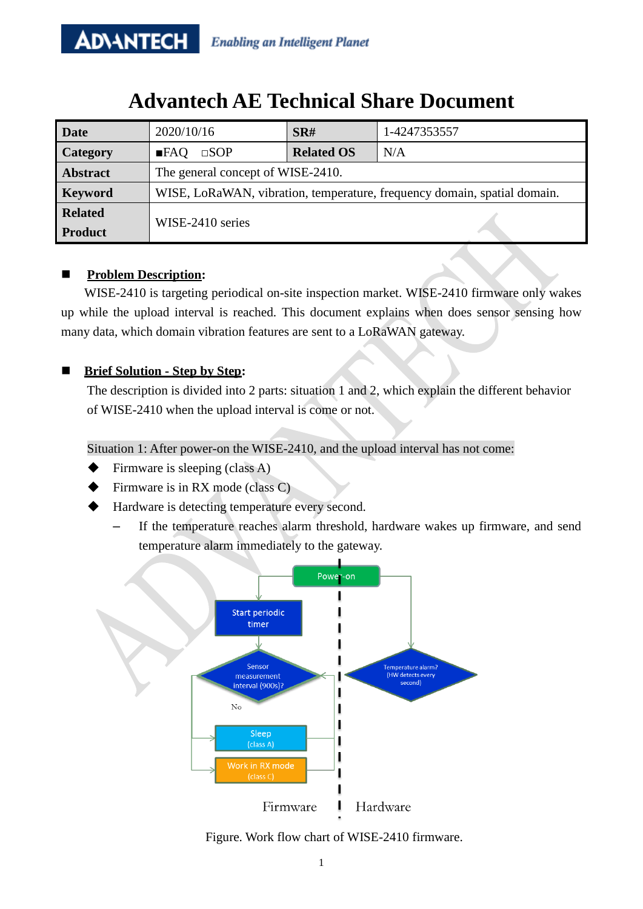# Advantech AE Technical Share Document

| Date | 2020/10/16 | SR# | 1-4247353557 |
|---|---|---|---|
| Category | ■FAQ □SOP | Related OS | N/A |
| Abstract | The general concept of WISE-2410. | | |
| Keyword | WISE, LoRaWAN, vibration, temperature, frequency domain, spatial domain. | | |
| Related Product | WISE-2410 series | | |

■ **Problem Description:**

WISE-2410 is targeting periodical on-site inspection market. WISE-2410 firmware only wakes up while the upload interval is reached. This document explains when does sensor sensing how many data, which domain vibration features are sent to a LoRaWAN gateway.

■ **Brief Solution - Step by Step:**

The description is divided into 2 parts: situation 1 and 2, which explain the different behavior of WISE-2410 when the upload interval is come or not.

Situation 1: After power-on the WISE-2410, and the upload interval has not come:

- Firmware is sleeping (class A)
- Firmware is in RX mode (class C)
- Hardware is detecting temperature every second.
  - If the temperature reaches alarm threshold, hardware wakes up firmware, and send temperature alarm immediately to the gateway.

Power-on → Start periodic timer → Sensor measurement interval (900s)? → No → Sleep (class A) / Work in RX mode (class C)

Temperature alarm? (HW detects every second)

Firmware | Hardware

Figure. Work flow chart of WISE-2410 firmware.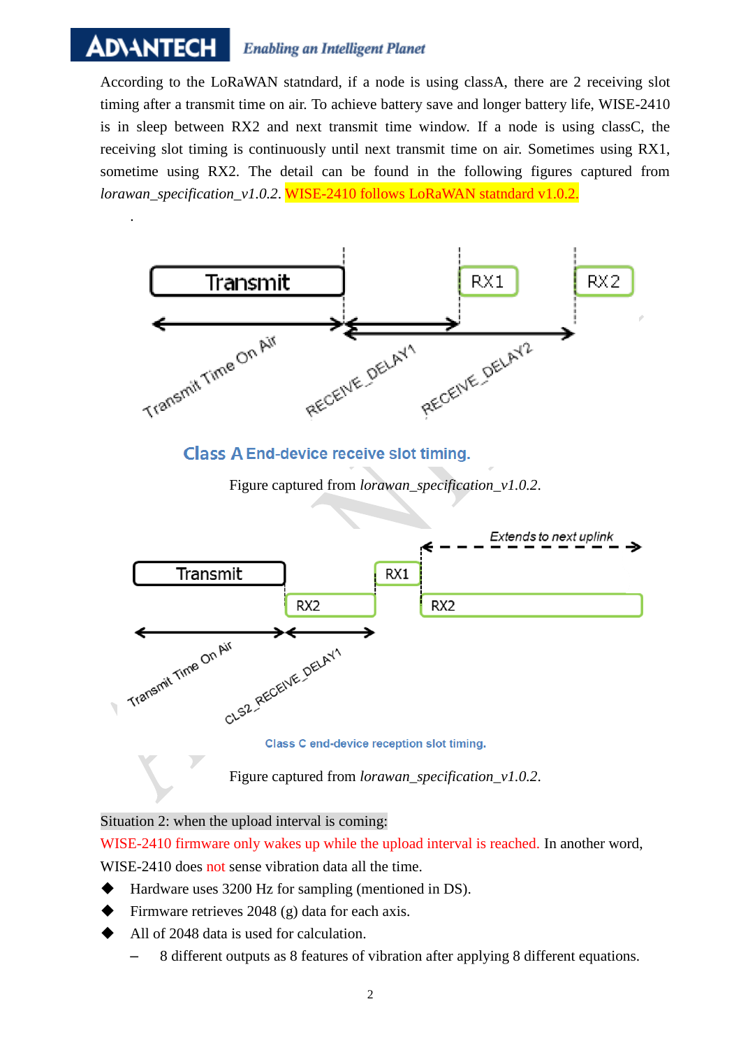According to the LoRaWAN statndard, if a node is using classA, there are 2 receiving slot timing after a transmit time on air. To achieve battery save and longer battery life, WISE-2410 is in sleep between RX2 and next transmit time window. If a node is using classC, the receiving slot timing is continuously until next transmit time on air. Sometimes using RX1, sometime using RX2. The detail can be found in the following figures captured from *lorawan_specification_v1.0.2*. WISE-2410 follows LoRaWAN statndard v1.0.2.

.

Class A End-device receive slot timing.

Figure captured from *lorawan_specification_v1.0.2*.

Class C end-device reception slot timing.

Figure captured from *lorawan_specification_v1.0.2*.

Situation 2: when the upload interval is coming:

WISE-2410 firmware only wakes up while the upload interval is reached. In another word, WISE-2410 does not sense vibration data all the time.

- Hardware uses 3200 Hz for sampling (mentioned in DS).
- Firmware retrieves 2048 (g) data for each axis.
- All of 2048 data is used for calculation.
  - 8 different outputs as 8 features of vibration after applying 8 different equations.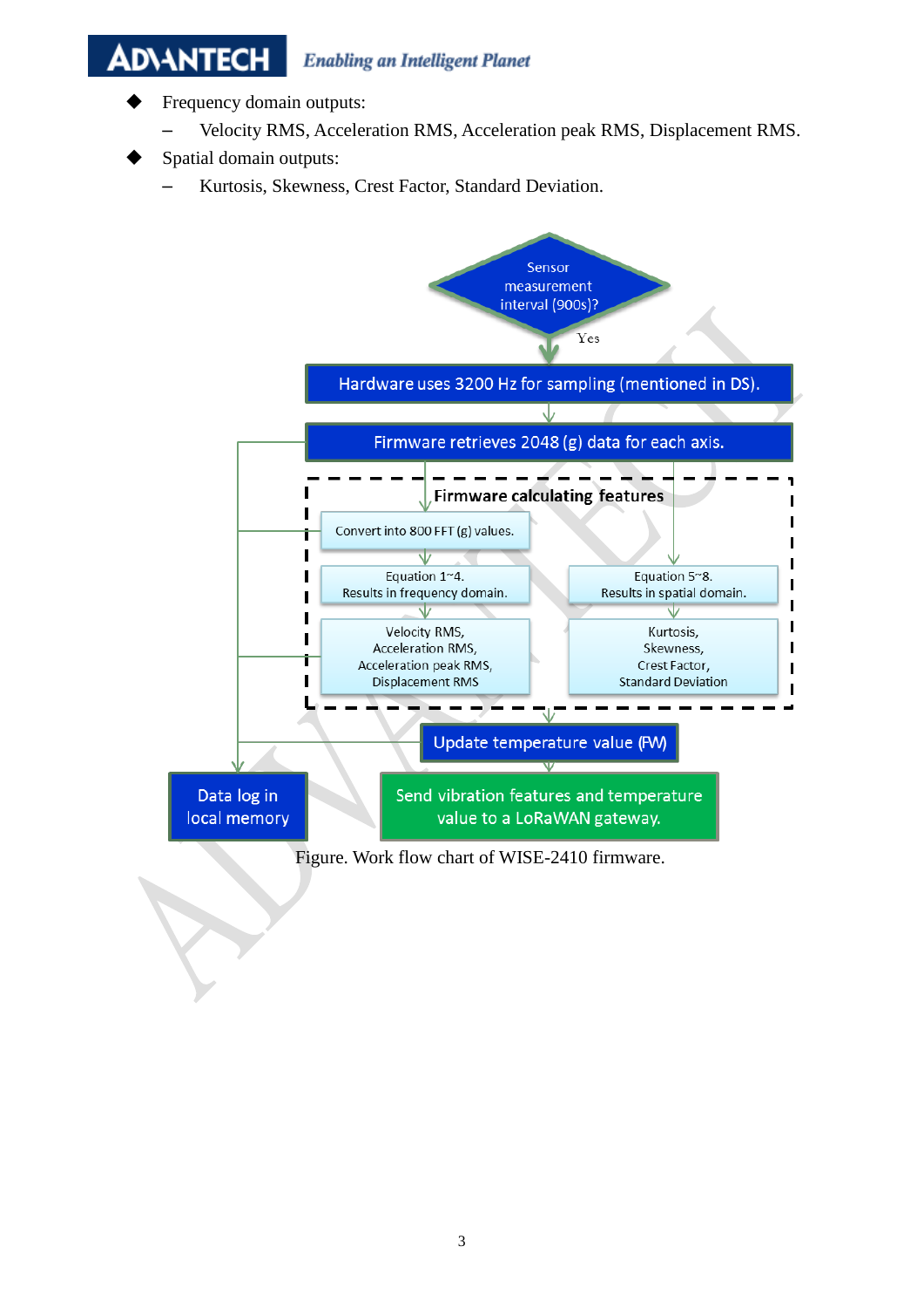- Frequency domain outputs:
  - Velocity RMS, Acceleration RMS, Acceleration peak RMS, Displacement RMS.
- Spatial domain outputs:
  - Kurtosis, Skewness, Crest Factor, Standard Deviation.

Sensor measurement interval (900s)?

Yes

Hardware uses 3200 Hz for sampling (mentioned in DS).

Firmware retrieves 2048 (g) data for each axis.

Firmware calculating features

Convert into 800 FFT (g) values.

Equation 1~4.
Results in frequency domain.

Equation 5~8.
Results in spatial domain.

Velocity RMS,
Acceleration RMS,
Acceleration peak RMS,
Displacement RMS

Kurtosis,
Skewness,
Crest Factor,
Standard Deviation

Update temperature value (FW)

Data log in local memory

Send vibration features and temperature value to a LoRaWAN gateway.

Figure. Work flow chart of WISE-2410 firmware.